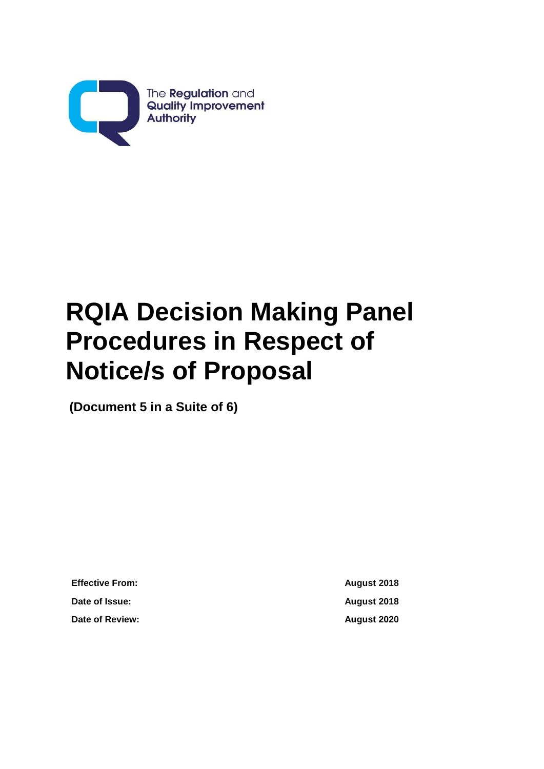The Regulation and Quality Improvement Authority

# RQIA Decision Making Panel Procedures in Respect of Notice/s of Proposal

**(Document 5 in a Suite of 6)**

| | |
|---|---|
| **Effective From:** | **August 2018** |
| **Date of Issue:** | **August 2018** |
| **Date of Review:** | **August 2020** |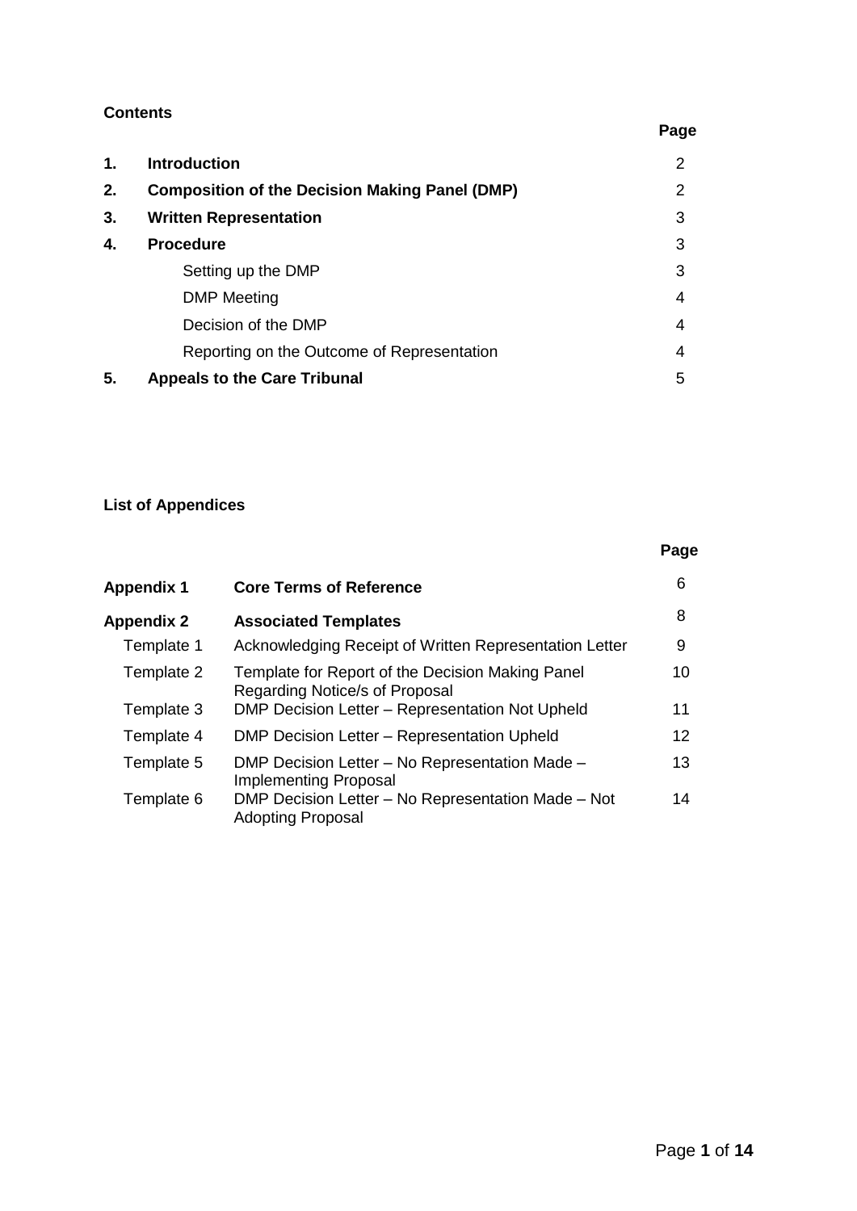**Contents**

| | | Page |
|---|---|---|
| **1.** | **Introduction** | 2 |
| **2.** | **Composition of the Decision Making Panel (DMP)** | 2 |
| **3.** | **Written Representation** | 3 |
| **4.** | **Procedure** | 3 |
| | Setting up the DMP | 3 |
| | DMP Meeting | 4 |
| | Decision of the DMP | 4 |
| | Reporting on the Outcome of Representation | 4 |
| **5.** | **Appeals to the Care Tribunal** | 5 |

**List of Appendices**

| | | Page |
|---|---|---|
| **Appendix 1** | **Core Terms of Reference** | 6 |
| **Appendix 2** | **Associated Templates** | 8 |
| Template 1 | Acknowledging Receipt of Written Representation Letter | 9 |
| Template 2 | Template for Report of the Decision Making Panel Regarding Notice/s of Proposal | 10 |
| Template 3 | DMP Decision Letter – Representation Not Upheld | 11 |
| Template 4 | DMP Decision Letter – Representation Upheld | 12 |
| Template 5 | DMP Decision Letter – No Representation Made – Implementing Proposal | 13 |
| Template 6 | DMP Decision Letter – No Representation Made – Not Adopting Proposal | 14 |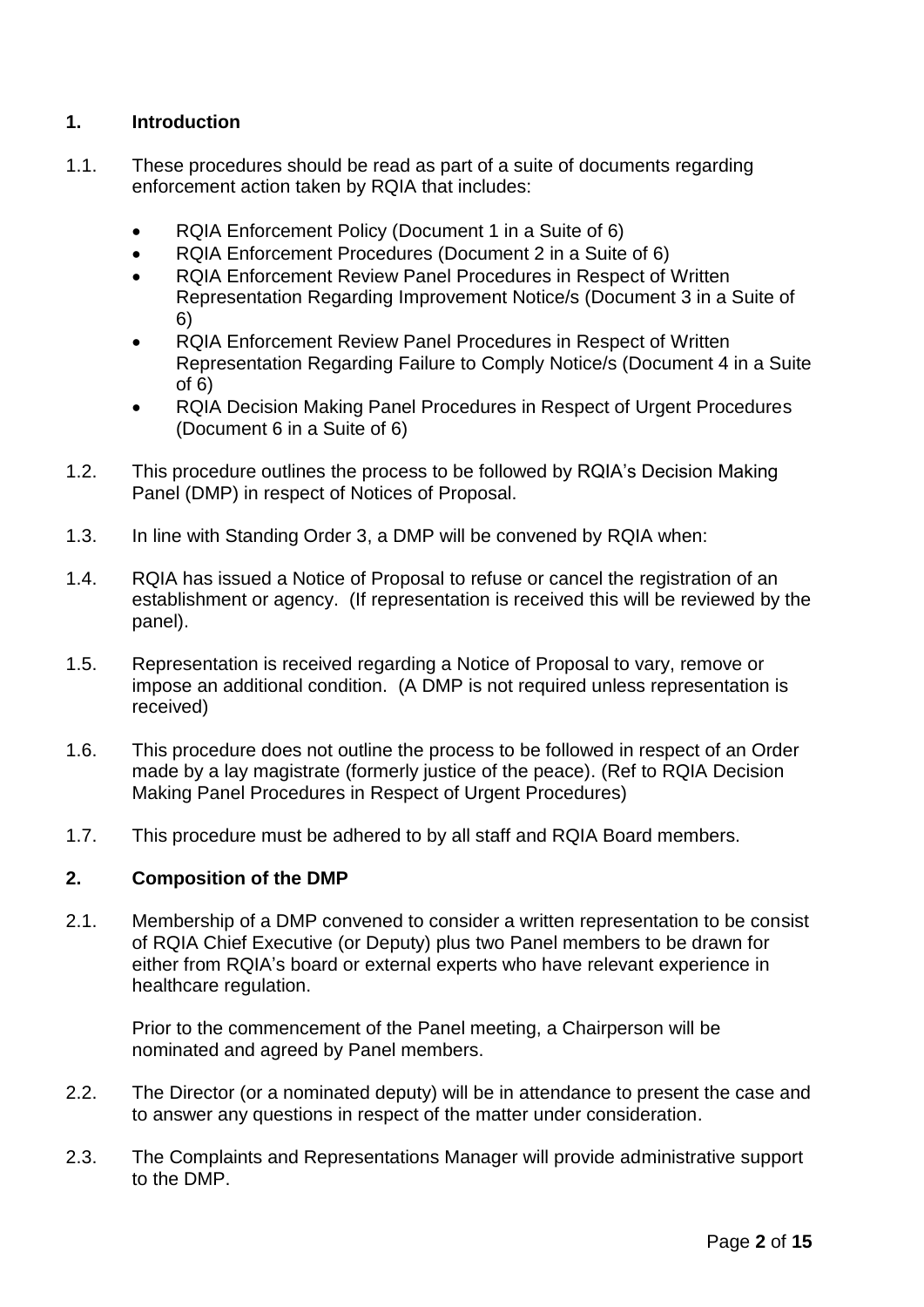## 1. Introduction

1.1. These procedures should be read as part of a suite of documents regarding enforcement action taken by RQIA that includes:

- RQIA Enforcement Policy (Document 1 in a Suite of 6)
- RQIA Enforcement Procedures (Document 2 in a Suite of 6)
- RQIA Enforcement Review Panel Procedures in Respect of Written Representation Regarding Improvement Notice/s (Document 3 in a Suite of 6)
- RQIA Enforcement Review Panel Procedures in Respect of Written Representation Regarding Failure to Comply Notice/s (Document 4 in a Suite of 6)
- RQIA Decision Making Panel Procedures in Respect of Urgent Procedures (Document 6 in a Suite of 6)

1.2. This procedure outlines the process to be followed by RQIA's Decision Making Panel (DMP) in respect of Notices of Proposal.

1.3. In line with Standing Order 3, a DMP will be convened by RQIA when:

1.4. RQIA has issued a Notice of Proposal to refuse or cancel the registration of an establishment or agency. (If representation is received this will be reviewed by the panel).

1.5. Representation is received regarding a Notice of Proposal to vary, remove or impose an additional condition. (A DMP is not required unless representation is received)

1.6. This procedure does not outline the process to be followed in respect of an Order made by a lay magistrate (formerly justice of the peace). (Ref to RQIA Decision Making Panel Procedures in Respect of Urgent Procedures)

1.7. This procedure must be adhered to by all staff and RQIA Board members.

## 2. Composition of the DMP

2.1. Membership of a DMP convened to consider a written representation to be consist of RQIA Chief Executive (or Deputy) plus two Panel members to be drawn for either from RQIA's board or external experts who have relevant experience in healthcare regulation.

Prior to the commencement of the Panel meeting, a Chairperson will be nominated and agreed by Panel members.

2.2. The Director (or a nominated deputy) will be in attendance to present the case and to answer any questions in respect of the matter under consideration.

2.3. The Complaints and Representations Manager will provide administrative support to the DMP.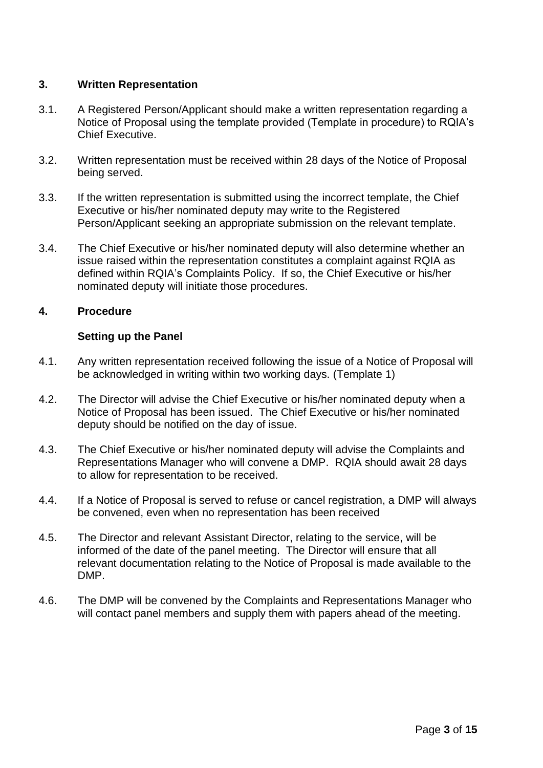## 3. Written Representation

3.1. A Registered Person/Applicant should make a written representation regarding a Notice of Proposal using the template provided (Template in procedure) to RQIA's Chief Executive.

3.2. Written representation must be received within 28 days of the Notice of Proposal being served.

3.3. If the written representation is submitted using the incorrect template, the Chief Executive or his/her nominated deputy may write to the Registered Person/Applicant seeking an appropriate submission on the relevant template.

3.4. The Chief Executive or his/her nominated deputy will also determine whether an issue raised within the representation constitutes a complaint against RQIA as defined within RQIA's Complaints Policy. If so, the Chief Executive or his/her nominated deputy will initiate those procedures.

## 4. Procedure

### Setting up the Panel

4.1. Any written representation received following the issue of a Notice of Proposal will be acknowledged in writing within two working days. (Template 1)

4.2. The Director will advise the Chief Executive or his/her nominated deputy when a Notice of Proposal has been issued. The Chief Executive or his/her nominated deputy should be notified on the day of issue.

4.3. The Chief Executive or his/her nominated deputy will advise the Complaints and Representations Manager who will convene a DMP. RQIA should await 28 days to allow for representation to be received.

4.4. If a Notice of Proposal is served to refuse or cancel registration, a DMP will always be convened, even when no representation has been received

4.5. The Director and relevant Assistant Director, relating to the service, will be informed of the date of the panel meeting. The Director will ensure that all relevant documentation relating to the Notice of Proposal is made available to the DMP.

4.6. The DMP will be convened by the Complaints and Representations Manager who will contact panel members and supply them with papers ahead of the meeting.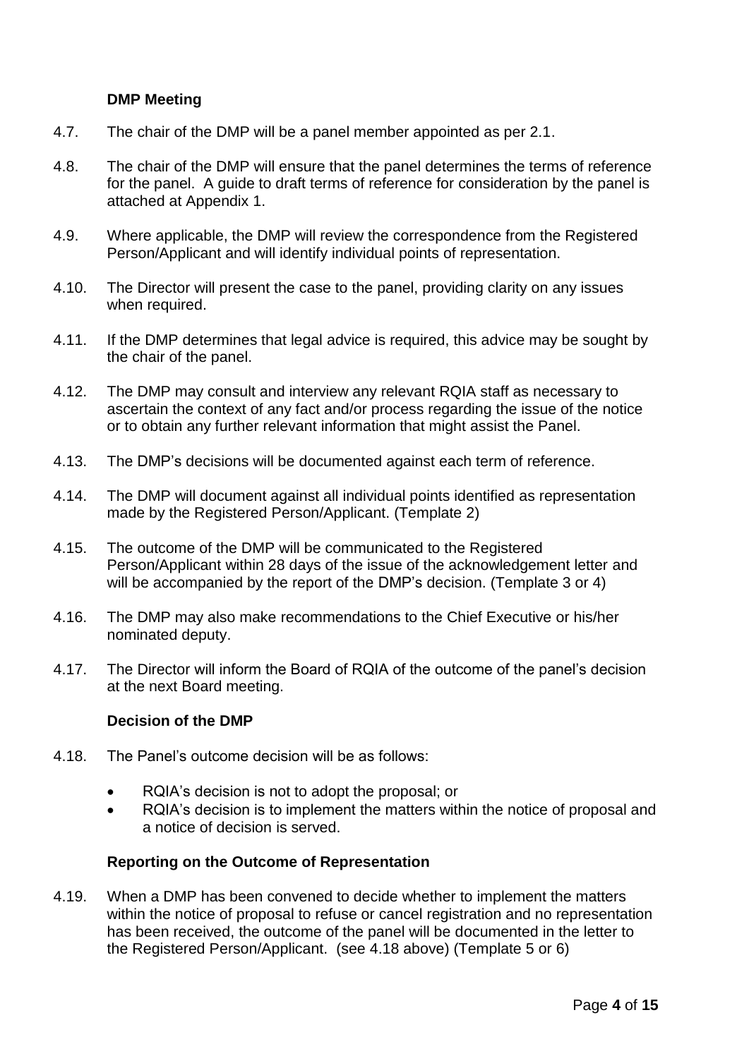### DMP Meeting

4.7. The chair of the DMP will be a panel member appointed as per 2.1.

4.8. The chair of the DMP will ensure that the panel determines the terms of reference for the panel. A guide to draft terms of reference for consideration by the panel is attached at Appendix 1.

4.9. Where applicable, the DMP will review the correspondence from the Registered Person/Applicant and will identify individual points of representation.

4.10. The Director will present the case to the panel, providing clarity on any issues when required.

4.11. If the DMP determines that legal advice is required, this advice may be sought by the chair of the panel.

4.12. The DMP may consult and interview any relevant RQIA staff as necessary to ascertain the context of any fact and/or process regarding the issue of the notice or to obtain any further relevant information that might assist the Panel.

4.13. The DMP's decisions will be documented against each term of reference.

4.14. The DMP will document against all individual points identified as representation made by the Registered Person/Applicant. (Template 2)

4.15. The outcome of the DMP will be communicated to the Registered Person/Applicant within 28 days of the issue of the acknowledgement letter and will be accompanied by the report of the DMP's decision. (Template 3 or 4)

4.16. The DMP may also make recommendations to the Chief Executive or his/her nominated deputy.

4.17. The Director will inform the Board of RQIA of the outcome of the panel's decision at the next Board meeting.

### Decision of the DMP

4.18. The Panel's outcome decision will be as follows:

- RQIA's decision is not to adopt the proposal; or
- RQIA's decision is to implement the matters within the notice of proposal and a notice of decision is served.

### Reporting on the Outcome of Representation

4.19. When a DMP has been convened to decide whether to implement the matters within the notice of proposal to refuse or cancel registration and no representation has been received, the outcome of the panel will be documented in the letter to the Registered Person/Applicant. (see 4.18 above) (Template 5 or 6)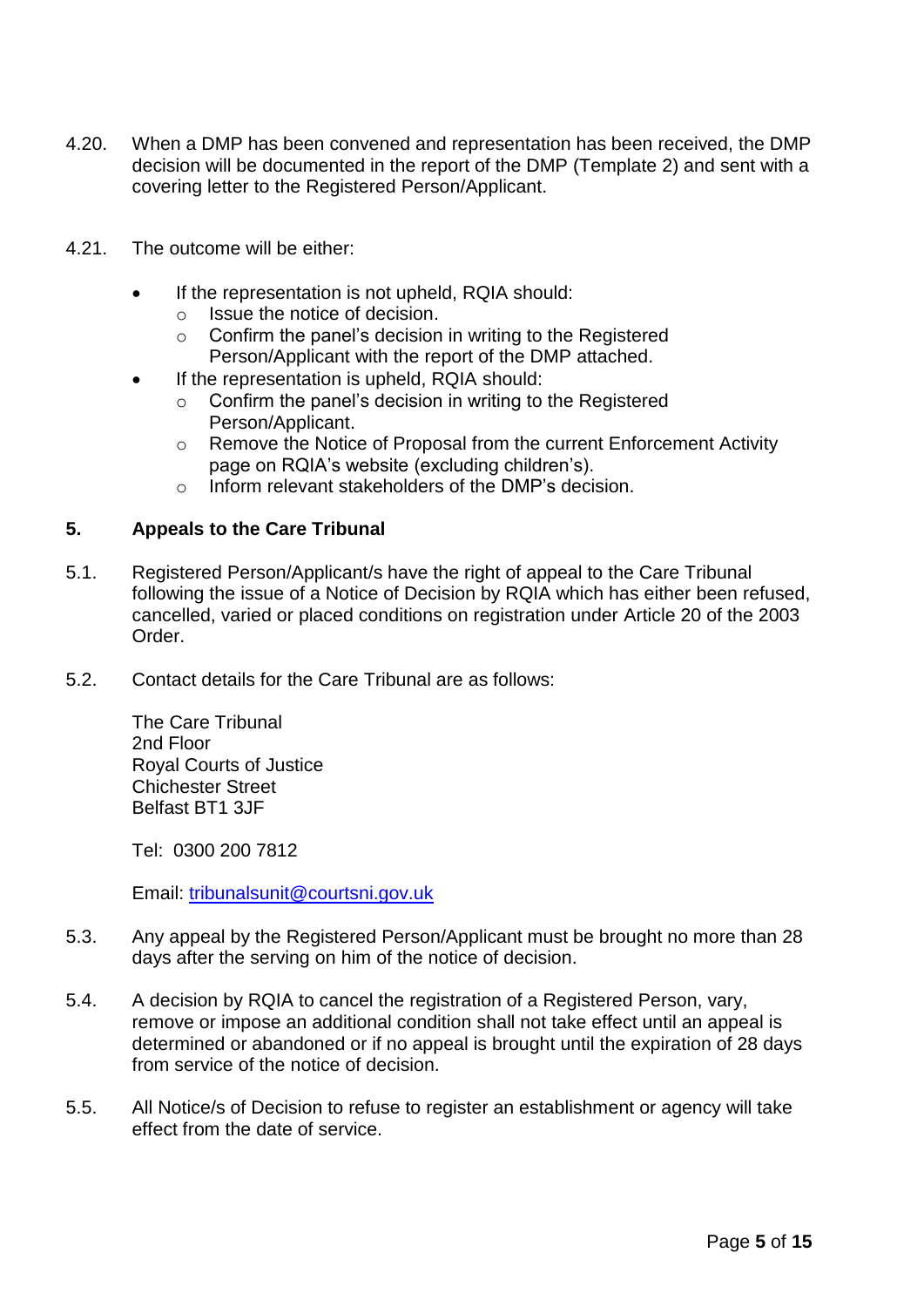4.20. When a DMP has been convened and representation has been received, the DMP decision will be documented in the report of the DMP (Template 2) and sent with a covering letter to the Registered Person/Applicant.

4.21. The outcome will be either:

- If the representation is not upheld, RQIA should:
  - Issue the notice of decision.
  - Confirm the panel's decision in writing to the Registered Person/Applicant with the report of the DMP attached.
- If the representation is upheld, RQIA should:
  - Confirm the panel's decision in writing to the Registered Person/Applicant.
  - Remove the Notice of Proposal from the current Enforcement Activity page on RQIA's website (excluding children's).
  - Inform relevant stakeholders of the DMP's decision.

## 5. Appeals to the Care Tribunal

5.1. Registered Person/Applicant/s have the right of appeal to the Care Tribunal following the issue of a Notice of Decision by RQIA which has either been refused, cancelled, varied or placed conditions on registration under Article 20 of the 2003 Order.

5.2. Contact details for the Care Tribunal are as follows:

The Care Tribunal  
2nd Floor  
Royal Courts of Justice  
Chichester Street  
Belfast BT1 3JF

Tel: 0300 200 7812

Email: [tribunalsunit@courtsni.gov.uk](mailto:tribunalsunit@courtsni.gov.uk)

5.3. Any appeal by the Registered Person/Applicant must be brought no more than 28 days after the serving on him of the notice of decision.

5.4. A decision by RQIA to cancel the registration of a Registered Person, vary, remove or impose an additional condition shall not take effect until an appeal is determined or abandoned or if no appeal is brought until the expiration of 28 days from service of the notice of decision.

5.5. All Notice/s of Decision to refuse to register an establishment or agency will take effect from the date of service.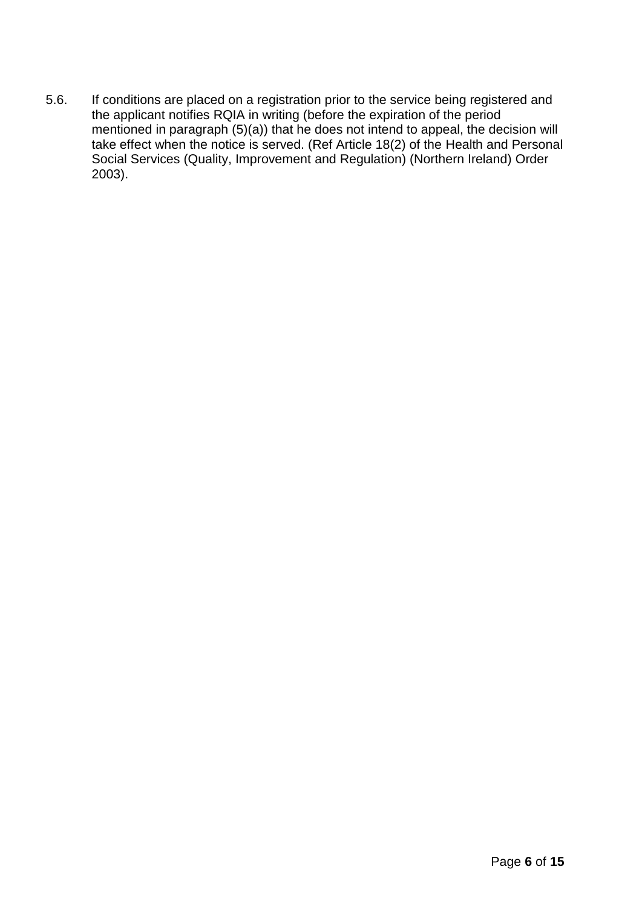5.6. If conditions are placed on a registration prior to the service being registered and the applicant notifies RQIA in writing (before the expiration of the period mentioned in paragraph (5)(a)) that he does not intend to appeal, the decision will take effect when the notice is served. (Ref Article 18(2) of the Health and Personal Social Services (Quality, Improvement and Regulation) (Northern Ireland) Order 2003).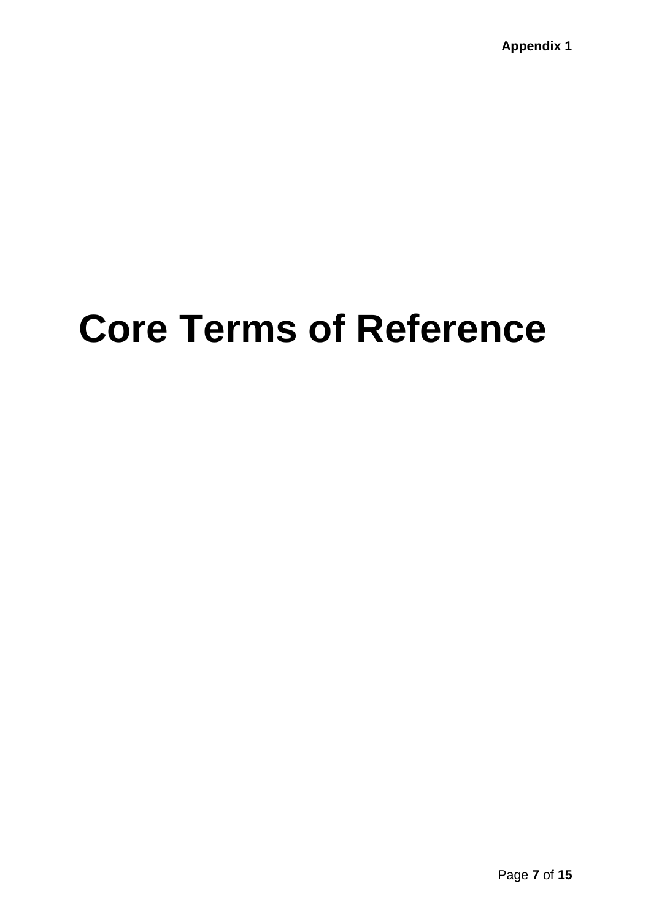**Appendix 1**

# Core Terms of Reference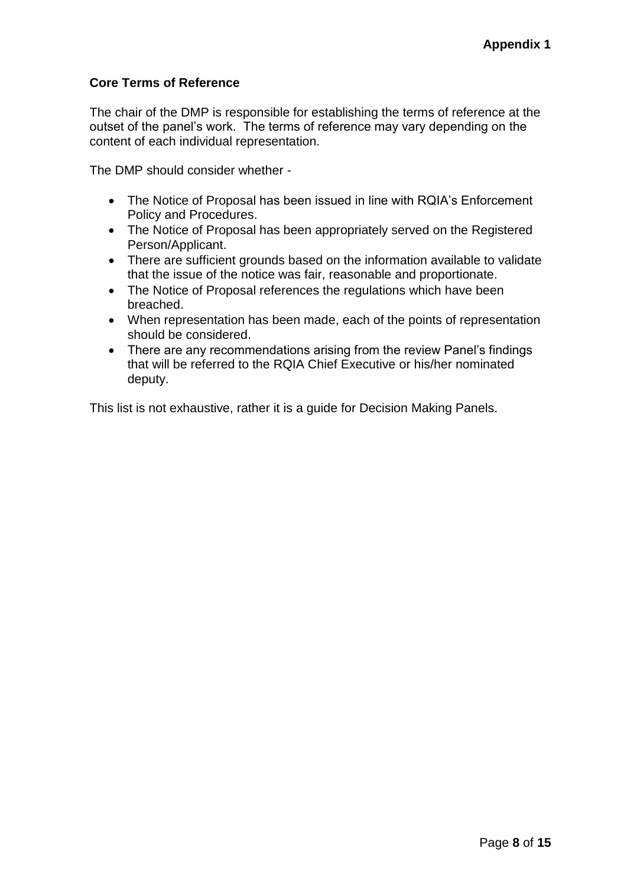**Appendix 1**

**Core Terms of Reference**

The chair of the DMP is responsible for establishing the terms of reference at the outset of the panel's work. The terms of reference may vary depending on the content of each individual representation.

The DMP should consider whether -

- The Notice of Proposal has been issued in line with RQIA's Enforcement Policy and Procedures.
- The Notice of Proposal has been appropriately served on the Registered Person/Applicant.
- There are sufficient grounds based on the information available to validate that the issue of the notice was fair, reasonable and proportionate.
- The Notice of Proposal references the regulations which have been breached.
- When representation has been made, each of the points of representation should be considered.
- There are any recommendations arising from the review Panel's findings that will be referred to the RQIA Chief Executive or his/her nominated deputy.

This list is not exhaustive, rather it is a guide for Decision Making Panels.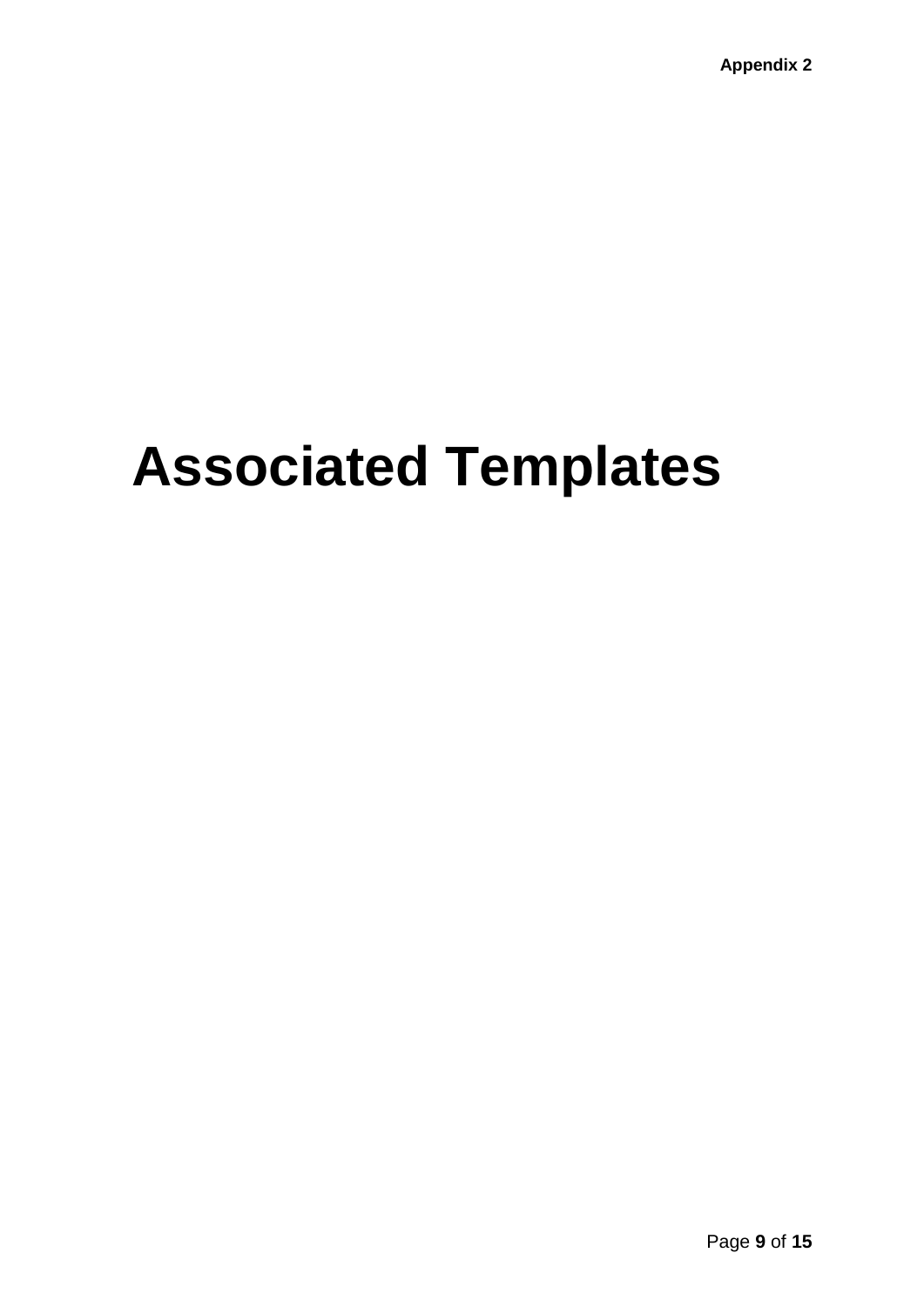**Appendix 2**

# Associated Templates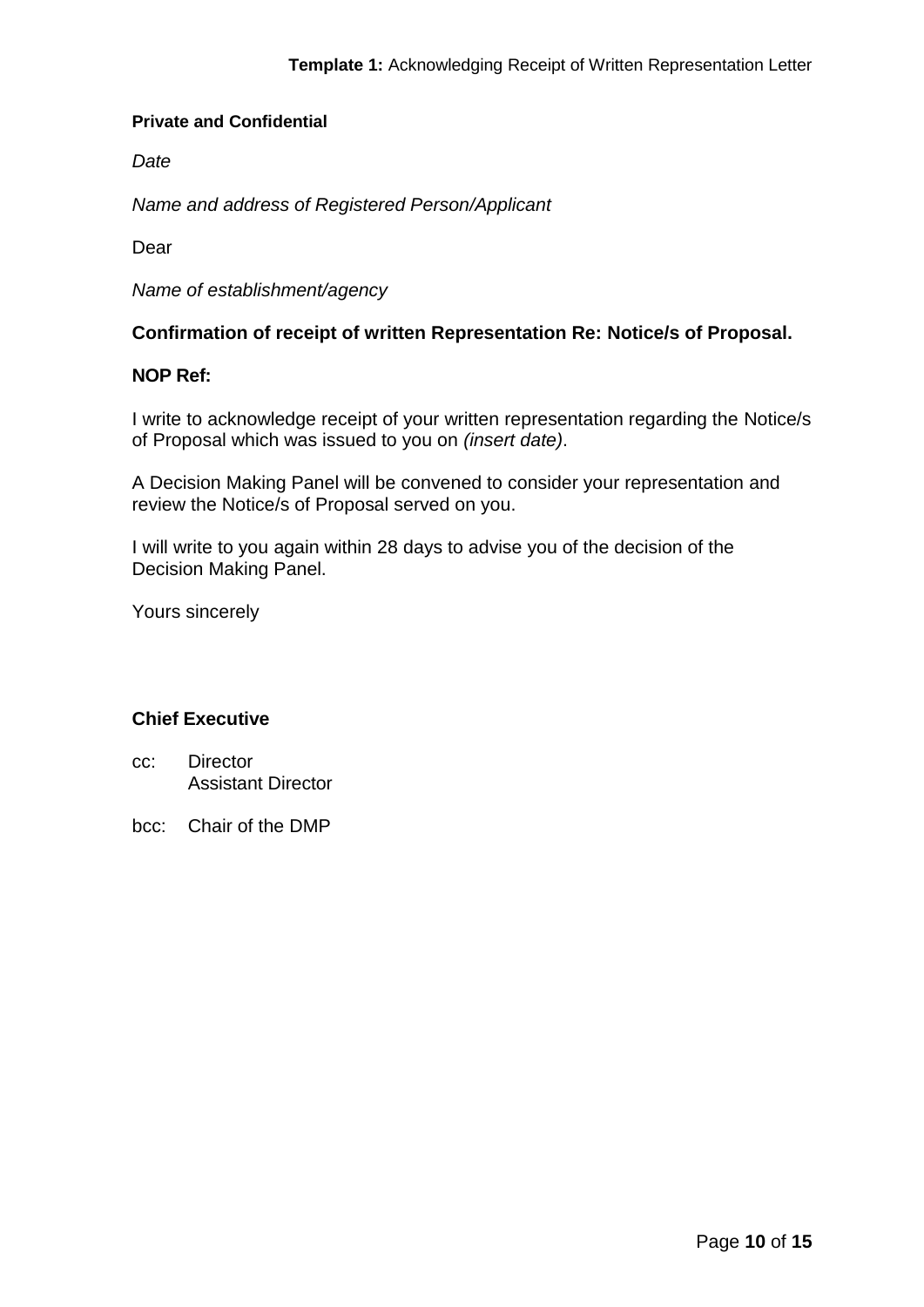**Template 1:** Acknowledging Receipt of Written Representation Letter

**Private and Confidential**

*Date*

*Name and address of Registered Person/Applicant*

Dear

*Name of establishment/agency*

**Confirmation of receipt of written Representation Re: Notice/s of Proposal.**

**NOP Ref:**

I write to acknowledge receipt of your written representation regarding the Notice/s of Proposal which was issued to you on *(insert date)*.

A Decision Making Panel will be convened to consider your representation and review the Notice/s of Proposal served on you.

I will write to you again within 28 days to advise you of the decision of the Decision Making Panel.

Yours sincerely

**Chief Executive**

cc: Director
Assistant Director

bcc: Chair of the DMP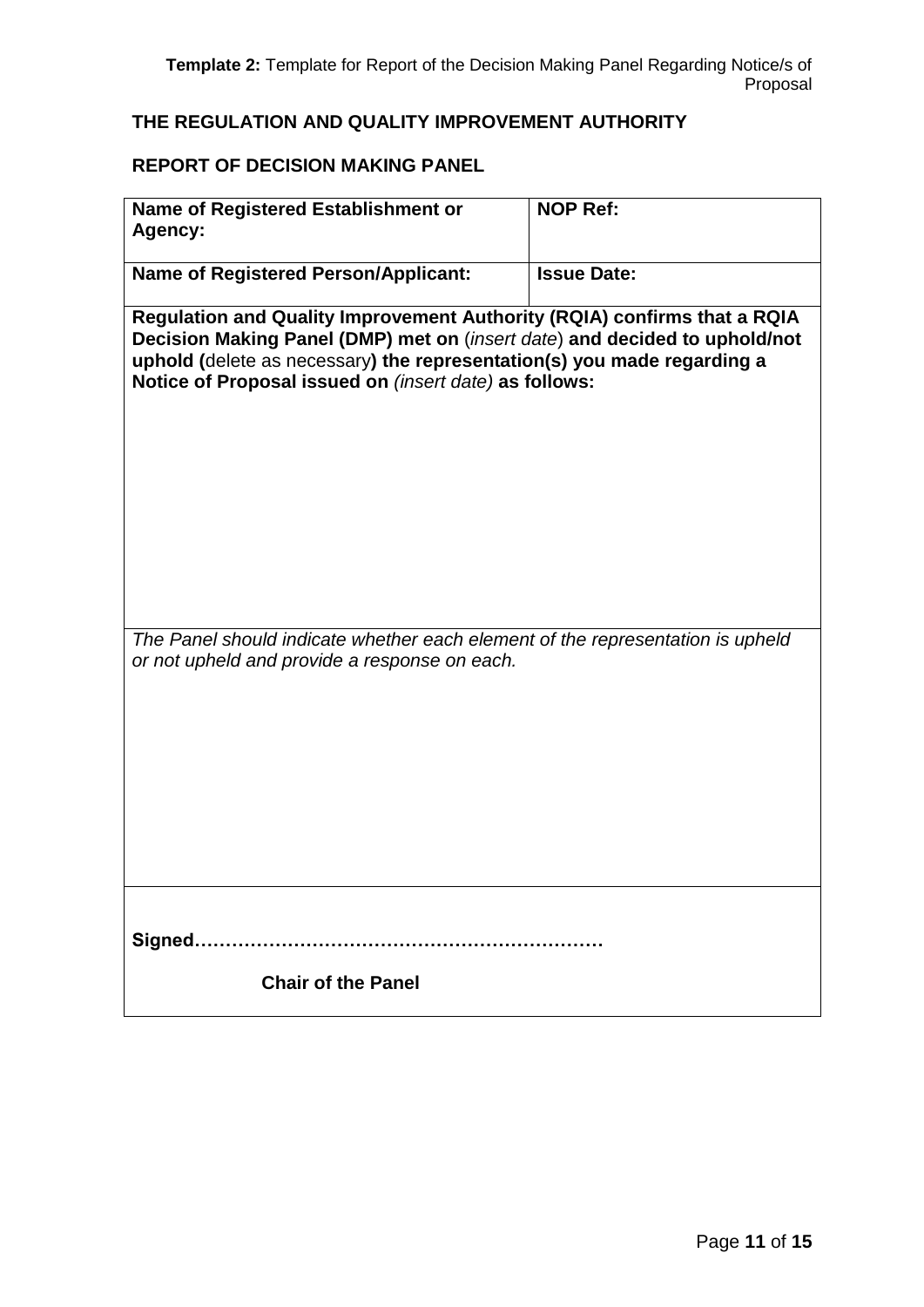**Template 2:** Template for Report of the Decision Making Panel Regarding Notice/s of Proposal

## THE REGULATION AND QUALITY IMPROVEMENT AUTHORITY

## REPORT OF DECISION MAKING PANEL

| **Name of Registered Establishment or Agency:** | **NOP Ref:** |
|---|---|
| **Name of Registered Person/Applicant:** | **Issue Date:** |
| **Regulation and Quality Improvement Authority (RQIA) confirms that a RQIA Decision Making Panel (DMP) met on** (*insert date*) **and decided to uphold/not uphold (**delete as necessary**) the representation(s) you made regarding a Notice of Proposal issued on** *(insert date)* **as follows:** | |
| *The Panel should indicate whether each element of the representation is upheld or not upheld and provide a response on each.* | |
| **Signed…………………………………………………………**<br><br>**Chair of the Panel** | |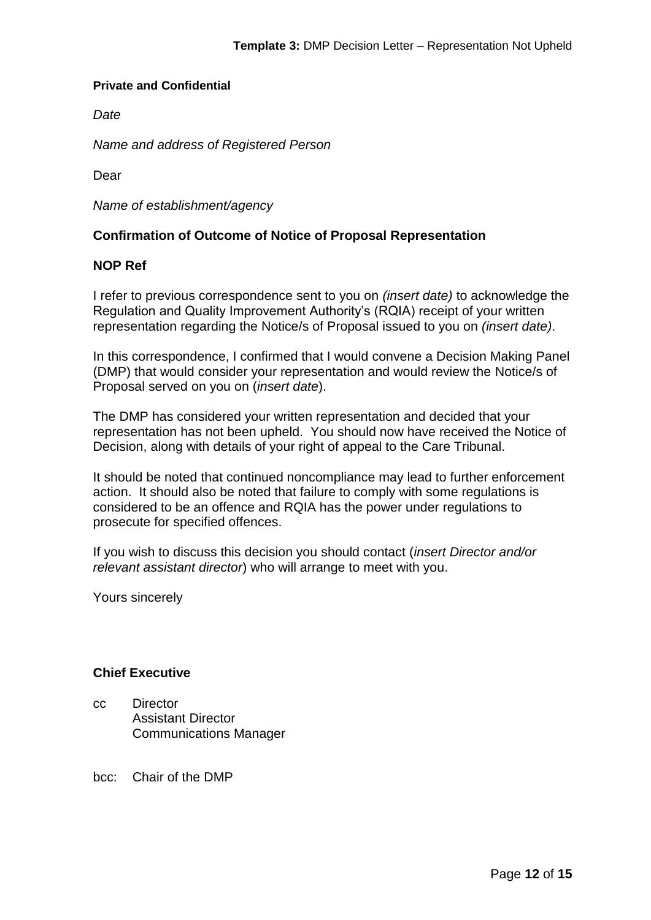**Template 3:** DMP Decision Letter – Representation Not Upheld

**Private and Confidential**

*Date*

*Name and address of Registered Person*

Dear

*Name of establishment/agency*

**Confirmation of Outcome of Notice of Proposal Representation**

**NOP Ref**

I refer to previous correspondence sent to you on *(insert date)* to acknowledge the Regulation and Quality Improvement Authority's (RQIA) receipt of your written representation regarding the Notice/s of Proposal issued to you on *(insert date)*.

In this correspondence, I confirmed that I would convene a Decision Making Panel (DMP) that would consider your representation and would review the Notice/s of Proposal served on you on (*insert date*).

The DMP has considered your written representation and decided that your representation has not been upheld. You should now have received the Notice of Decision, along with details of your right of appeal to the Care Tribunal.

It should be noted that continued noncompliance may lead to further enforcement action. It should also be noted that failure to comply with some regulations is considered to be an offence and RQIA has the power under regulations to prosecute for specified offences.

If you wish to discuss this decision you should contact (*insert Director and/or relevant assistant director*) who will arrange to meet with you.

Yours sincerely

**Chief Executive**

cc Director
Assistant Director
Communications Manager

bcc: Chair of the DMP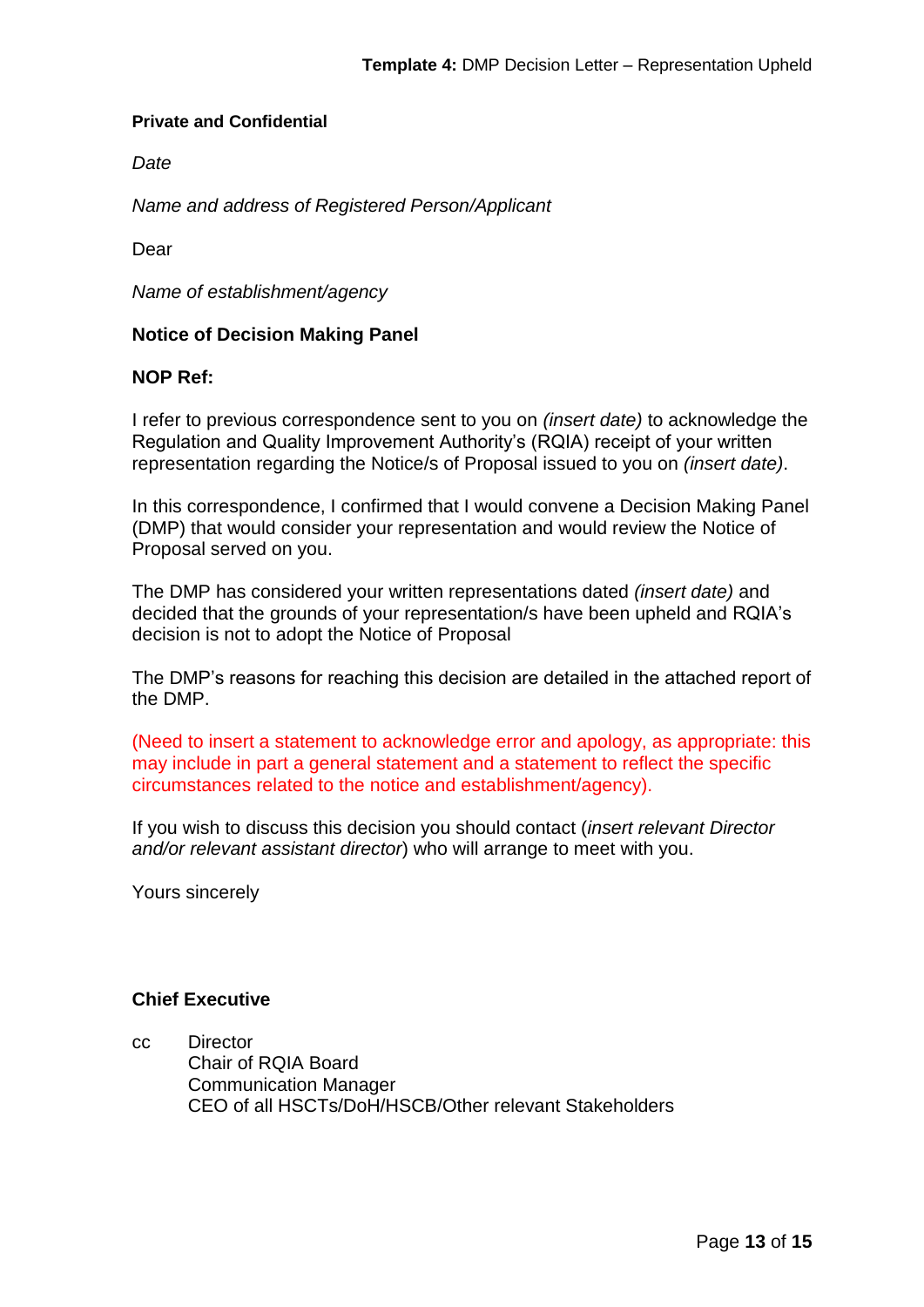**Template 4:** DMP Decision Letter – Representation Upheld

**Private and Confidential**

*Date*

*Name and address of Registered Person/Applicant*

Dear

*Name of establishment/agency*

**Notice of Decision Making Panel**

**NOP Ref:**

I refer to previous correspondence sent to you on *(insert date)* to acknowledge the Regulation and Quality Improvement Authority's (RQIA) receipt of your written representation regarding the Notice/s of Proposal issued to you on *(insert date)*.

In this correspondence, I confirmed that I would convene a Decision Making Panel (DMP) that would consider your representation and would review the Notice of Proposal served on you.

The DMP has considered your written representations dated *(insert date)* and decided that the grounds of your representation/s have been upheld and RQIA's decision is not to adopt the Notice of Proposal

The DMP's reasons for reaching this decision are detailed in the attached report of the DMP.

(Need to insert a statement to acknowledge error and apology, as appropriate: this may include in part a general statement and a statement to reflect the specific circumstances related to the notice and establishment/agency).

If you wish to discuss this decision you should contact (*insert relevant Director and/or relevant assistant director*) who will arrange to meet with you.

Yours sincerely

**Chief Executive**

cc Director
Chair of RQIA Board
Communication Manager
CEO of all HSCTs/DoH/HSCB/Other relevant Stakeholders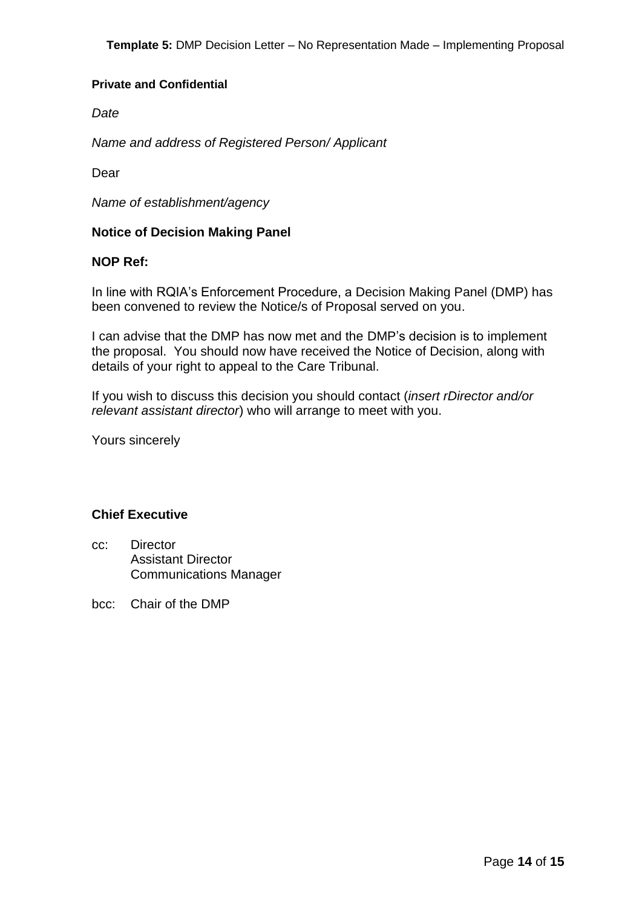**Template 5:** DMP Decision Letter – No Representation Made – Implementing Proposal

**Private and Confidential**

*Date*

*Name and address of Registered Person/ Applicant*

Dear

*Name of establishment/agency*

**Notice of Decision Making Panel**

**NOP Ref:**

In line with RQIA's Enforcement Procedure, a Decision Making Panel (DMP) has been convened to review the Notice/s of Proposal served on you.

I can advise that the DMP has now met and the DMP's decision is to implement the proposal. You should now have received the Notice of Decision, along with details of your right to appeal to the Care Tribunal.

If you wish to discuss this decision you should contact (*insert rDirector and/or relevant assistant director*) who will arrange to meet with you.

Yours sincerely

**Chief Executive**

cc: Director
Assistant Director
Communications Manager

bcc: Chair of the DMP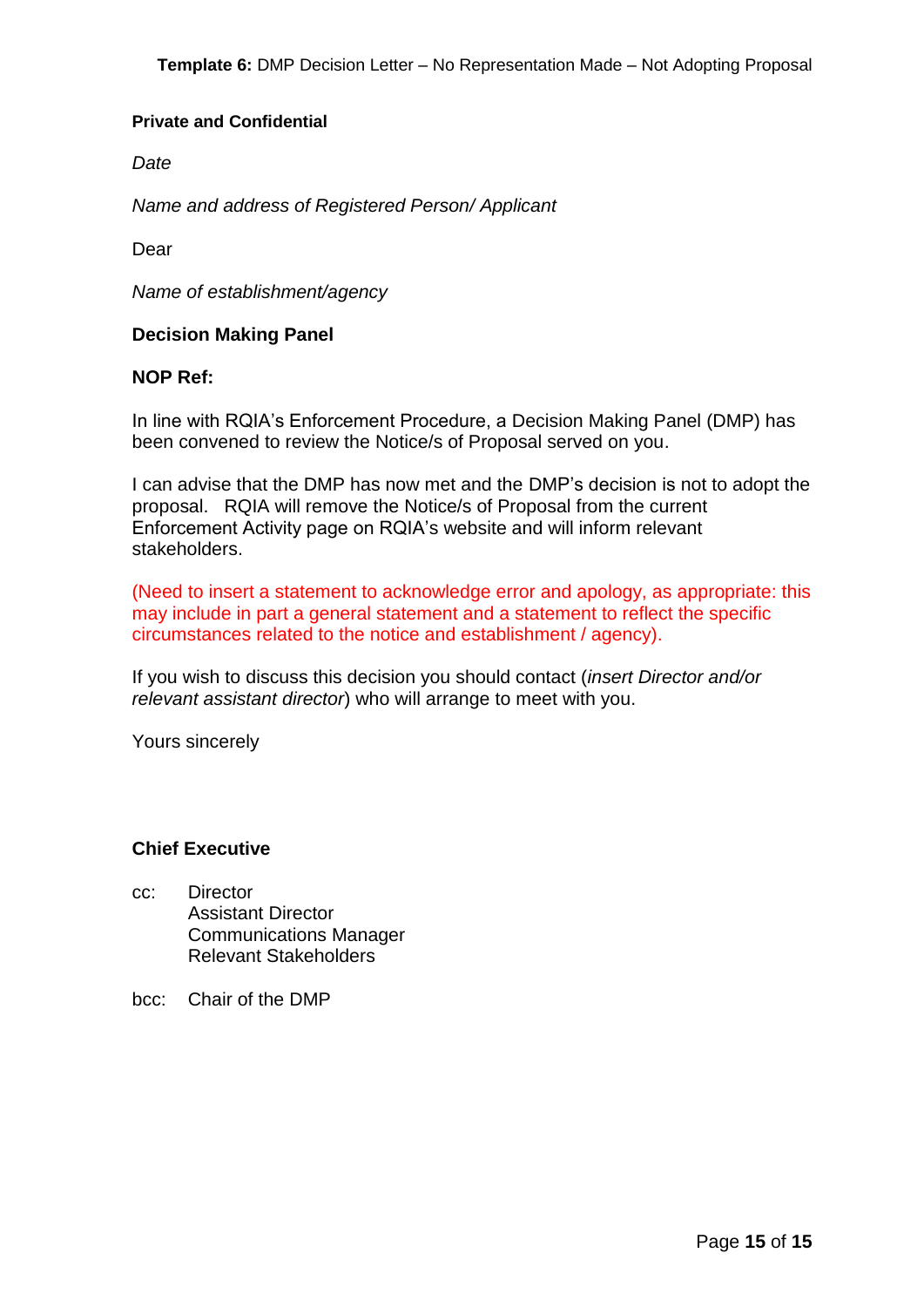**Template 6:** DMP Decision Letter – No Representation Made – Not Adopting Proposal

**Private and Confidential**

*Date*

*Name and address of Registered Person/ Applicant*

Dear

*Name of establishment/agency*

**Decision Making Panel**

**NOP Ref:**

In line with RQIA's Enforcement Procedure, a Decision Making Panel (DMP) has been convened to review the Notice/s of Proposal served on you.

I can advise that the DMP has now met and the DMP's decision is not to adopt the proposal. RQIA will remove the Notice/s of Proposal from the current Enforcement Activity page on RQIA's website and will inform relevant stakeholders.

(Need to insert a statement to acknowledge error and apology, as appropriate: this may include in part a general statement and a statement to reflect the specific circumstances related to the notice and establishment / agency).

If you wish to discuss this decision you should contact (*insert Director and/or relevant assistant director*) who will arrange to meet with you.

Yours sincerely

**Chief Executive**

cc: Director
Assistant Director
Communications Manager
Relevant Stakeholders

bcc: Chair of the DMP